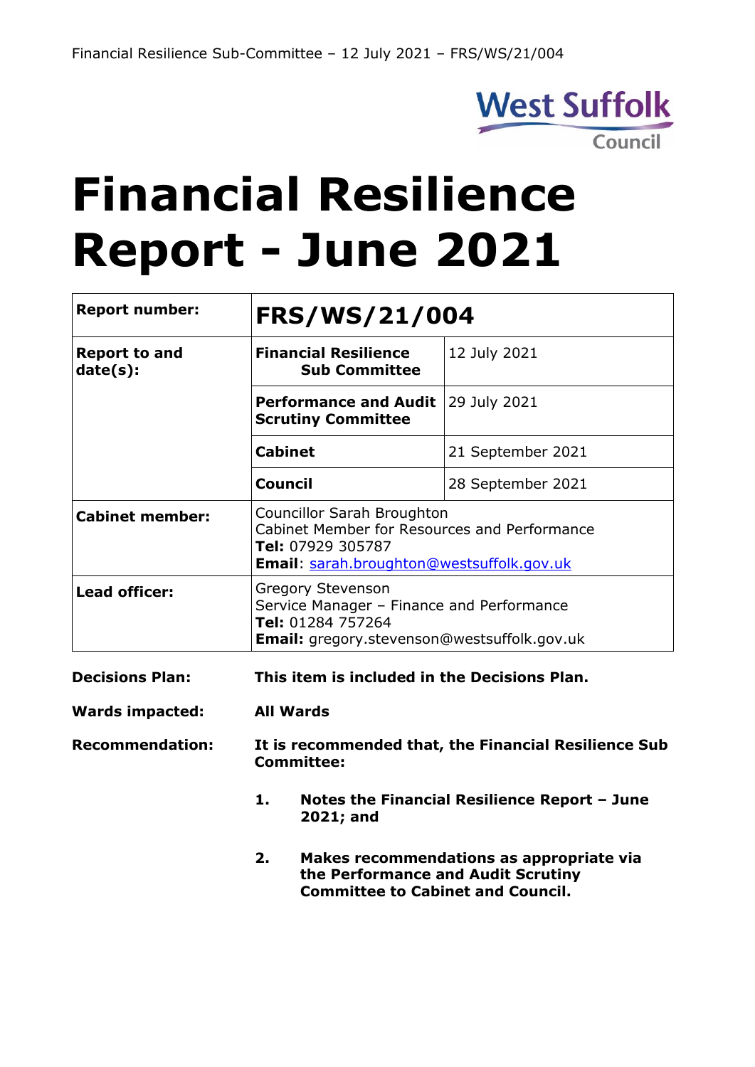# Financial Resilience Report - June 2021

| Report number: | **FRS/WS/21/004** | |
|---|---|---|
| **Report to and date(s):** | **Financial Resilience Sub Committee** | 12 July 2021 |
| | **Performance and Audit Scrutiny Committee** | 29 July 2021 |
| | **Cabinet** | 21 September 2021 |
| | **Council** | 28 September 2021 |
| **Cabinet member:** | Councillor Sarah Broughton<br>Cabinet Member for Resources and Performance<br>**Tel:** 07929 305787<br>**Email**: sarah.broughton@westsuffolk.gov.uk | |
| **Lead officer:** | Gregory Stevenson<br>Service Manager – Finance and Performance<br>**Tel:** 01284 757264<br>**Email:** gregory.stevenson@westsuffolk.gov.uk | |

**Decisions Plan:** **This item is included in the Decisions Plan.**

**Wards impacted:** **All Wards**

**Recommendation:** **It is recommended that, the Financial Resilience Sub Committee:**

1. **Notes the Financial Resilience Report – June 2021; and**
2. **Makes recommendations as appropriate via the Performance and Audit Scrutiny Committee to Cabinet and Council.**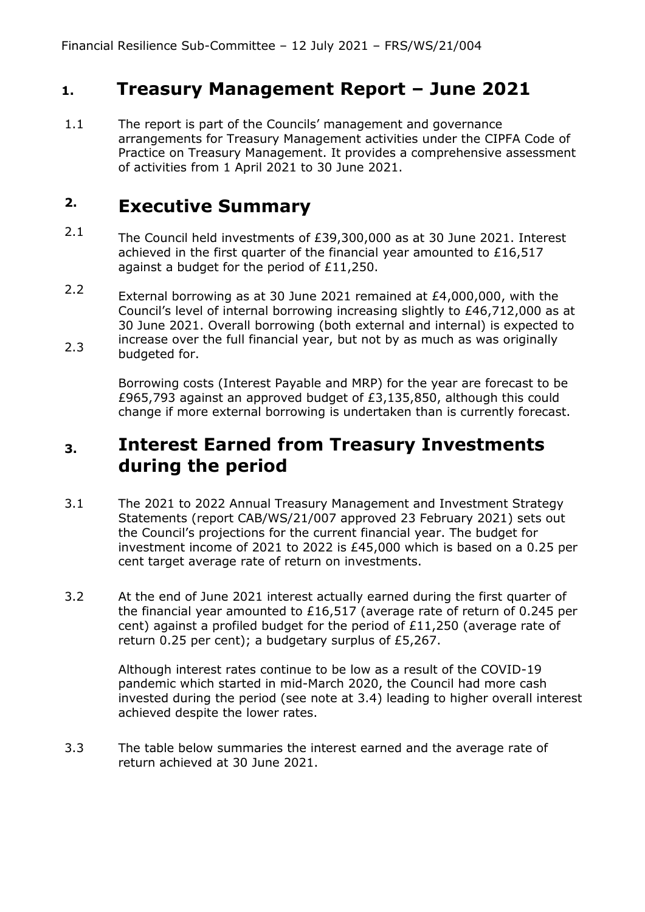## 1. Treasury Management Report – June 2021

1.1 The report is part of the Councils' management and governance arrangements for Treasury Management activities under the CIPFA Code of Practice on Treasury Management. It provides a comprehensive assessment of activities from 1 April 2021 to 30 June 2021.

## 2. Executive Summary

2.1 The Council held investments of £39,300,000 as at 30 June 2021. Interest achieved in the first quarter of the financial year amounted to £16,517 against a budget for the period of £11,250.

2.2 External borrowing as at 30 June 2021 remained at £4,000,000, with the Council's level of internal borrowing increasing slightly to £46,712,000 as at 30 June 2021. Overall borrowing (both external and internal) is expected to increase over the full financial year, but not by as much as was originally budgeted for.

2.3 Borrowing costs (Interest Payable and MRP) for the year are forecast to be £965,793 against an approved budget of £3,135,850, although this could change if more external borrowing is undertaken than is currently forecast.

## 3. Interest Earned from Treasury Investments during the period

3.1 The 2021 to 2022 Annual Treasury Management and Investment Strategy Statements (report CAB/WS/21/007 approved 23 February 2021) sets out the Council's projections for the current financial year. The budget for investment income of 2021 to 2022 is £45,000 which is based on a 0.25 per cent target average rate of return on investments.

3.2 At the end of June 2021 interest actually earned during the first quarter of the financial year amounted to £16,517 (average rate of return of 0.245 per cent) against a profiled budget for the period of £11,250 (average rate of return 0.25 per cent); a budgetary surplus of £5,267.

Although interest rates continue to be low as a result of the COVID-19 pandemic which started in mid-March 2020, the Council had more cash invested during the period (see note at 3.4) leading to higher overall interest achieved despite the lower rates.

3.3 The table below summaries the interest earned and the average rate of return achieved at 30 June 2021.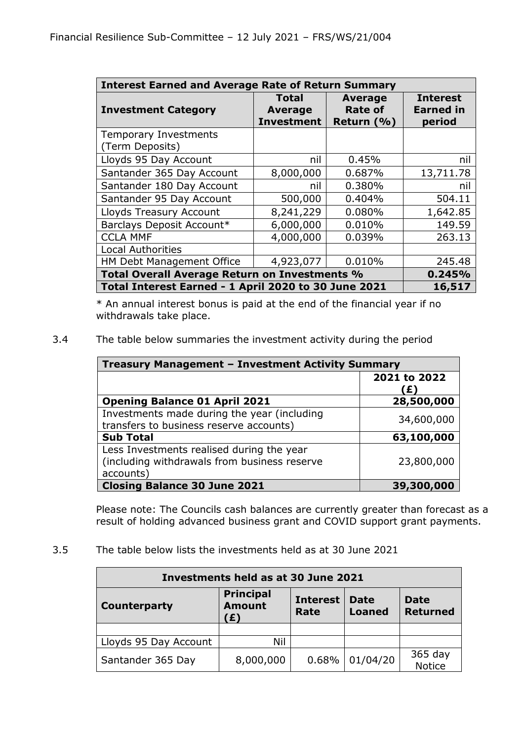| Interest Earned and Average Rate of Return Summary | | | |
|---|---|---|---|
| **Investment Category** | **Total Average Investment** | **Average Rate of Return (%)** | **Interest Earned in period** |
| Temporary Investments (Term Deposits) | | | |
| Lloyds 95 Day Account | nil | 0.45% | nil |
| Santander 365 Day Account | 8,000,000 | 0.687% | 13,711.78 |
| Santander 180 Day Account | nil | 0.380% | nil |
| Santander 95 Day Account | 500,000 | 0.404% | 504.11 |
| Lloyds Treasury Account | 8,241,229 | 0.080% | 1,642.85 |
| Barclays Deposit Account* | 6,000,000 | 0.010% | 149.59 |
| CCLA MMF | 4,000,000 | 0.039% | 263.13 |
| Local Authorities | | | |
| HM Debt Management Office | 4,923,077 | 0.010% | 245.48 |
| **Total Overall Average Return on Investments %** | | | **0.245%** |
| **Total Interest Earned - 1 April 2020 to 30 June 2021** | | | **16,517** |

\* An annual interest bonus is paid at the end of the financial year if no withdrawals take place.

3.4 The table below summaries the investment activity during the period

| Treasury Management – Investment Activity Summary | |
|---|---|
| | **2021 to 2022 (£)** |
| **Opening Balance 01 April 2021** | **28,500,000** |
| Investments made during the year (including transfers to business reserve accounts) | 34,600,000 |
| **Sub Total** | **63,100,000** |
| Less Investments realised during the year (including withdrawals from business reserve accounts) | 23,800,000 |
| **Closing Balance 30 June 2021** | **39,300,000** |

Please note: The Councils cash balances are currently greater than forecast as a result of holding advanced business grant and COVID support grant payments.

3.5 The table below lists the investments held as at 30 June 2021

| Investments held as at 30 June 2021 | | | | |
|---|---|---|---|---|
| **Counterparty** | **Principal Amount (£)** | **Interest Rate** | **Date Loaned** | **Date Returned** |
| | | | | |
| Lloyds 95 Day Account | Nil | | | |
| Santander 365 Day | 8,000,000 | 0.68% | 01/04/20 | 365 day Notice |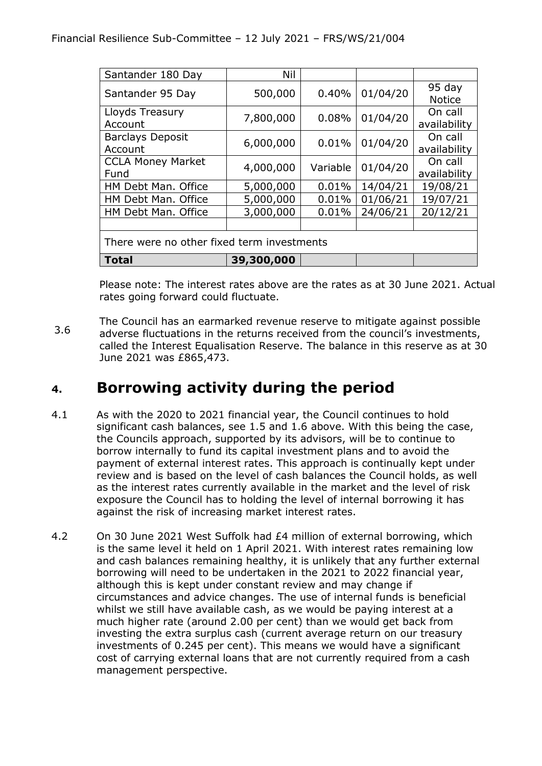| Santander 180 Day | Nil | | | |
|---|---|---|---|---|
| Santander 95 Day | 500,000 | 0.40% | 01/04/20 | 95 day Notice |
| Lloyds Treasury Account | 7,800,000 | 0.08% | 01/04/20 | On call availability |
| Barclays Deposit Account | 6,000,000 | 0.01% | 01/04/20 | On call availability |
| CCLA Money Market Fund | 4,000,000 | Variable | 01/04/20 | On call availability |
| HM Debt Man. Office | 5,000,000 | 0.01% | 14/04/21 | 19/08/21 |
| HM Debt Man. Office | 5,000,000 | 0.01% | 01/06/21 | 19/07/21 |
| HM Debt Man. Office | 3,000,000 | 0.01% | 24/06/21 | 20/12/21 |
| | | | | |
| There were no other fixed term investments | | | | |
| **Total** | **39,300,000** | | | |

Please note: The interest rates above are the rates as at 30 June 2021. Actual rates going forward could fluctuate.

3.6 The Council has an earmarked revenue reserve to mitigate against possible adverse fluctuations in the returns received from the council's investments, called the Interest Equalisation Reserve. The balance in this reserve as at 30 June 2021 was £865,473.

## 4. Borrowing activity during the period

4.1 As with the 2020 to 2021 financial year, the Council continues to hold significant cash balances, see 1.5 and 1.6 above. With this being the case, the Councils approach, supported by its advisors, will be to continue to borrow internally to fund its capital investment plans and to avoid the payment of external interest rates. This approach is continually kept under review and is based on the level of cash balances the Council holds, as well as the interest rates currently available in the market and the level of risk exposure the Council has to holding the level of internal borrowing it has against the risk of increasing market interest rates.

4.2 On 30 June 2021 West Suffolk had £4 million of external borrowing, which is the same level it held on 1 April 2021. With interest rates remaining low and cash balances remaining healthy, it is unlikely that any further external borrowing will need to be undertaken in the 2021 to 2022 financial year, although this is kept under constant review and may change if circumstances and advice changes. The use of internal funds is beneficial whilst we still have available cash, as we would be paying interest at a much higher rate (around 2.00 per cent) than we would get back from investing the extra surplus cash (current average return on our treasury investments of 0.245 per cent). This means we would have a significant cost of carrying external loans that are not currently required from a cash management perspective.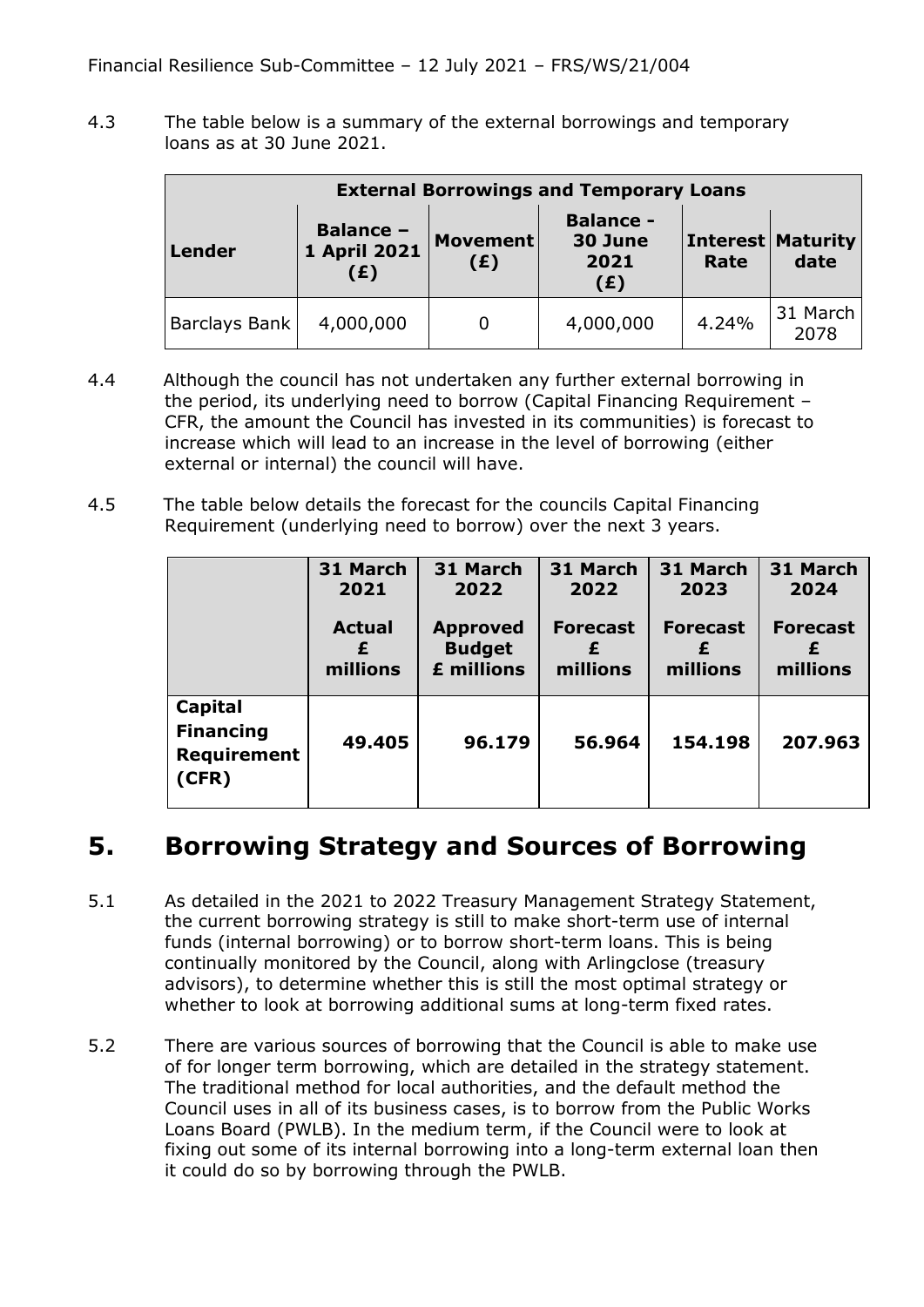4.3 The table below is a summary of the external borrowings and temporary loans as at 30 June 2021.

| External Borrowings and Temporary Loans | | | | | |
|---|---|---|---|---|---|
| **Lender** | **Balance – 1 April 2021 (£)** | **Movement (£)** | **Balance - 30 June 2021 (£)** | **Interest Rate** | **Maturity date** |
| Barclays Bank | 4,000,000 | 0 | 4,000,000 | 4.24% | 31 March 2078 |

4.4 Although the council has not undertaken any further external borrowing in the period, its underlying need to borrow (Capital Financing Requirement – CFR, the amount the Council has invested in its communities) is forecast to increase which will lead to an increase in the level of borrowing (either external or internal) the council will have.

4.5 The table below details the forecast for the councils Capital Financing Requirement (underlying need to borrow) over the next 3 years.

| | **31 March 2021**<br>**Actual £ millions** | **31 March 2022**<br>**Approved Budget £ millions** | **31 March 2022**<br>**Forecast £ millions** | **31 March 2023**<br>**Forecast £ millions** | **31 March 2024**<br>**Forecast £ millions** |
|---|---|---|---|---|---|
| **Capital Financing Requirement (CFR)** | **49.405** | **96.179** | **56.964** | **154.198** | **207.963** |

## 5. Borrowing Strategy and Sources of Borrowing

5.1 As detailed in the 2021 to 2022 Treasury Management Strategy Statement, the current borrowing strategy is still to make short-term use of internal funds (internal borrowing) or to borrow short-term loans. This is being continually monitored by the Council, along with Arlingclose (treasury advisors), to determine whether this is still the most optimal strategy or whether to look at borrowing additional sums at long-term fixed rates.

5.2 There are various sources of borrowing that the Council is able to make use of for longer term borrowing, which are detailed in the strategy statement. The traditional method for local authorities, and the default method the Council uses in all of its business cases, is to borrow from the Public Works Loans Board (PWLB). In the medium term, if the Council were to look at fixing out some of its internal borrowing into a long-term external loan then it could do so by borrowing through the PWLB.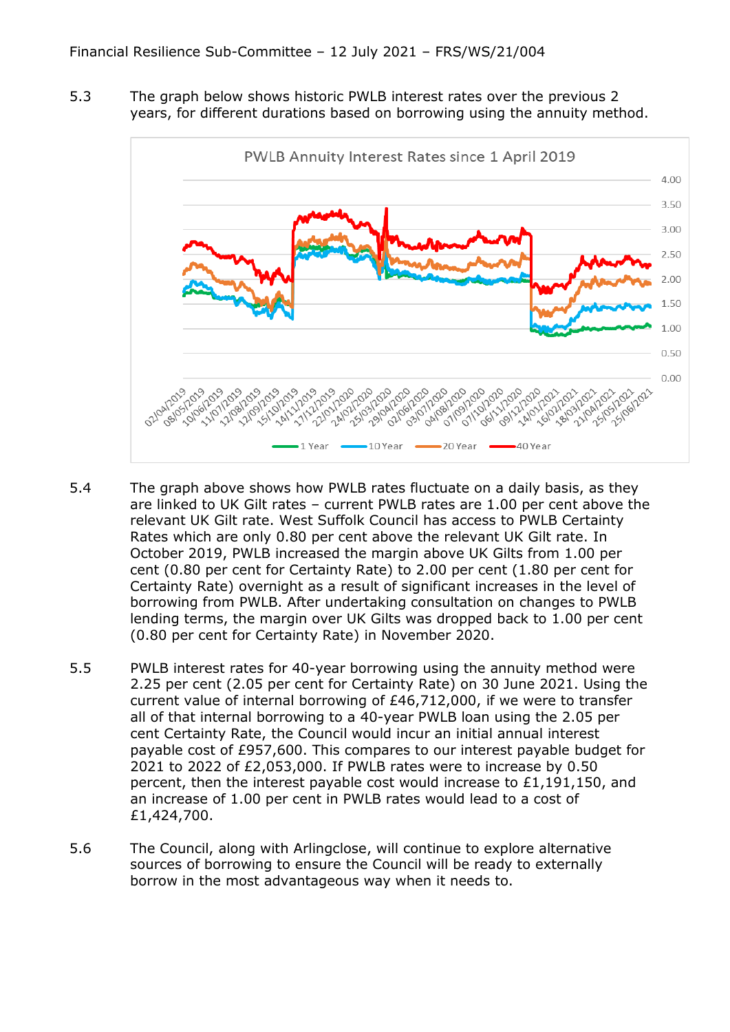5.3 The graph below shows historic PWLB interest rates over the previous 2 years, for different durations based on borrowing using the annuity method.

5.4 The graph above shows how PWLB rates fluctuate on a daily basis, as they are linked to UK Gilt rates – current PWLB rates are 1.00 per cent above the relevant UK Gilt rate. West Suffolk Council has access to PWLB Certainty Rates which are only 0.80 per cent above the relevant UK Gilt rate. In October 2019, PWLB increased the margin above UK Gilts from 1.00 per cent (0.80 per cent for Certainty Rate) to 2.00 per cent (1.80 per cent for Certainty Rate) overnight as a result of significant increases in the level of borrowing from PWLB. After undertaking consultation on changes to PWLB lending terms, the margin over UK Gilts was dropped back to 1.00 per cent (0.80 per cent for Certainty Rate) in November 2020.

5.5 PWLB interest rates for 40-year borrowing using the annuity method were 2.25 per cent (2.05 per cent for Certainty Rate) on 30 June 2021. Using the current value of internal borrowing of £46,712,000, if we were to transfer all of that internal borrowing to a 40-year PWLB loan using the 2.05 per cent Certainty Rate, the Council would incur an initial annual interest payable cost of £957,600. This compares to our interest payable budget for 2021 to 2022 of £2,053,000. If PWLB rates were to increase by 0.50 percent, then the interest payable cost would increase to £1,191,150, and an increase of 1.00 per cent in PWLB rates would lead to a cost of £1,424,700.

5.6 The Council, along with Arlingclose, will continue to explore alternative sources of borrowing to ensure the Council will be ready to externally borrow in the most advantageous way when it needs to.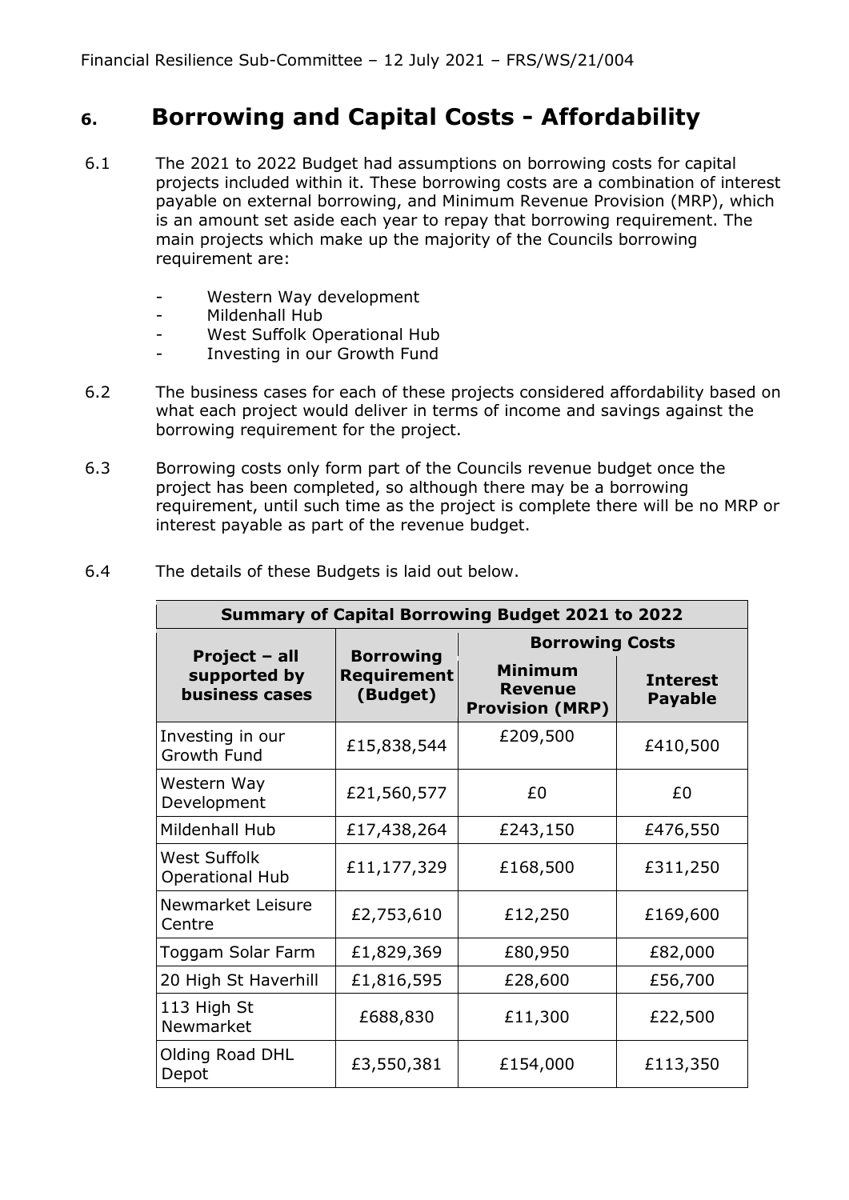## 6. Borrowing and Capital Costs - Affordability

6.1 The 2021 to 2022 Budget had assumptions on borrowing costs for capital projects included within it. These borrowing costs are a combination of interest payable on external borrowing, and Minimum Revenue Provision (MRP), which is an amount set aside each year to repay that borrowing requirement. The main projects which make up the majority of the Councils borrowing requirement are:

- Western Way development
- Mildenhall Hub
- West Suffolk Operational Hub
- Investing in our Growth Fund

6.2 The business cases for each of these projects considered affordability based on what each project would deliver in terms of income and savings against the borrowing requirement for the project.

6.3 Borrowing costs only form part of the Councils revenue budget once the project has been completed, so although there may be a borrowing requirement, until such time as the project is complete there will be no MRP or interest payable as part of the revenue budget.

6.4 The details of these Budgets is laid out below.

| **Summary of Capital Borrowing Budget 2021 to 2022** | | | |
|---|---|---|---|
| **Project – all supported by business cases** | **Borrowing Requirement (Budget)** | **Borrowing Costs** | |
| | | **Minimum Revenue Provision (MRP)** | **Interest Payable** |
| Investing in our Growth Fund | £15,838,544 | £209,500 | £410,500 |
| Western Way Development | £21,560,577 | £0 | £0 |
| Mildenhall Hub | £17,438,264 | £243,150 | £476,550 |
| West Suffolk Operational Hub | £11,177,329 | £168,500 | £311,250 |
| Newmarket Leisure Centre | £2,753,610 | £12,250 | £169,600 |
| Toggam Solar Farm | £1,829,369 | £80,950 | £82,000 |
| 20 High St Haverhill | £1,816,595 | £28,600 | £56,700 |
| 113 High St Newmarket | £688,830 | £11,300 | £22,500 |
| Olding Road DHL Depot | £3,550,381 | £154,000 | £113,350 |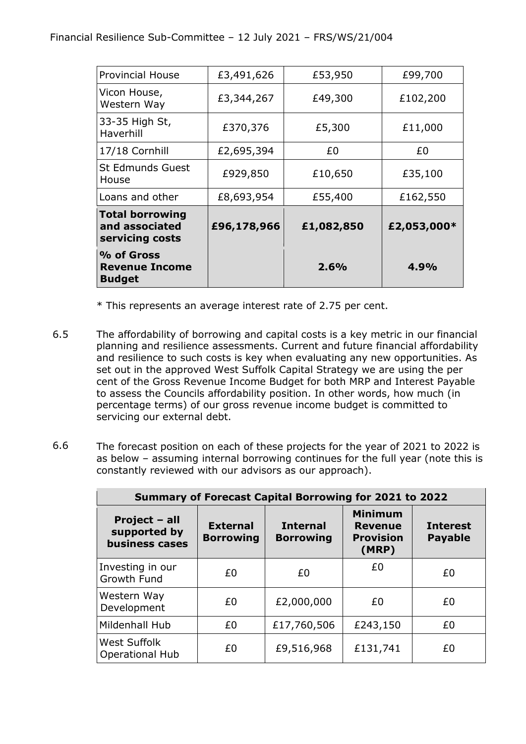| | | | |
|---|---|---|---|
| Provincial House | £3,491,626 | £53,950 | £99,700 |
| Vicon House, Western Way | £3,344,267 | £49,300 | £102,200 |
| 33-35 High St, Haverhill | £370,376 | £5,300 | £11,000 |
| 17/18 Cornhill | £2,695,394 | £0 | £0 |
| St Edmunds Guest House | £929,850 | £10,650 | £35,100 |
| Loans and other | £8,693,954 | £55,400 | £162,550 |
| **Total borrowing and associated servicing costs** | **£96,178,966** | **£1,082,850** | **£2,053,000*** |
| **% of Gross Revenue Income Budget** | | **2.6%** | **4.9%** |

* This represents an average interest rate of 2.75 per cent.

6.5 The affordability of borrowing and capital costs is a key metric in our financial planning and resilience assessments. Current and future financial affordability and resilience to such costs is key when evaluating any new opportunities. As set out in the approved West Suffolk Capital Strategy we are using the per cent of the Gross Revenue Income Budget for both MRP and Interest Payable to assess the Councils affordability position. In other words, how much (in percentage terms) of our gross revenue income budget is committed to servicing our external debt.

6.6 The forecast position on each of these projects for the year of 2021 to 2022 is as below – assuming internal borrowing continues for the full year (note this is constantly reviewed with our advisors as our approach).

| **Summary of Forecast Capital Borrowing for 2021 to 2022** | | | | |
|---|---|---|---|---|
| **Project – all supported by business cases** | **External Borrowing** | **Internal Borrowing** | **Minimum Revenue Provision (MRP)** | **Interest Payable** |
| Investing in our Growth Fund | £0 | £0 | £0 | £0 |
| Western Way Development | £0 | £2,000,000 | £0 | £0 |
| Mildenhall Hub | £0 | £17,760,506 | £243,150 | £0 |
| West Suffolk Operational Hub | £0 | £9,516,968 | £131,741 | £0 |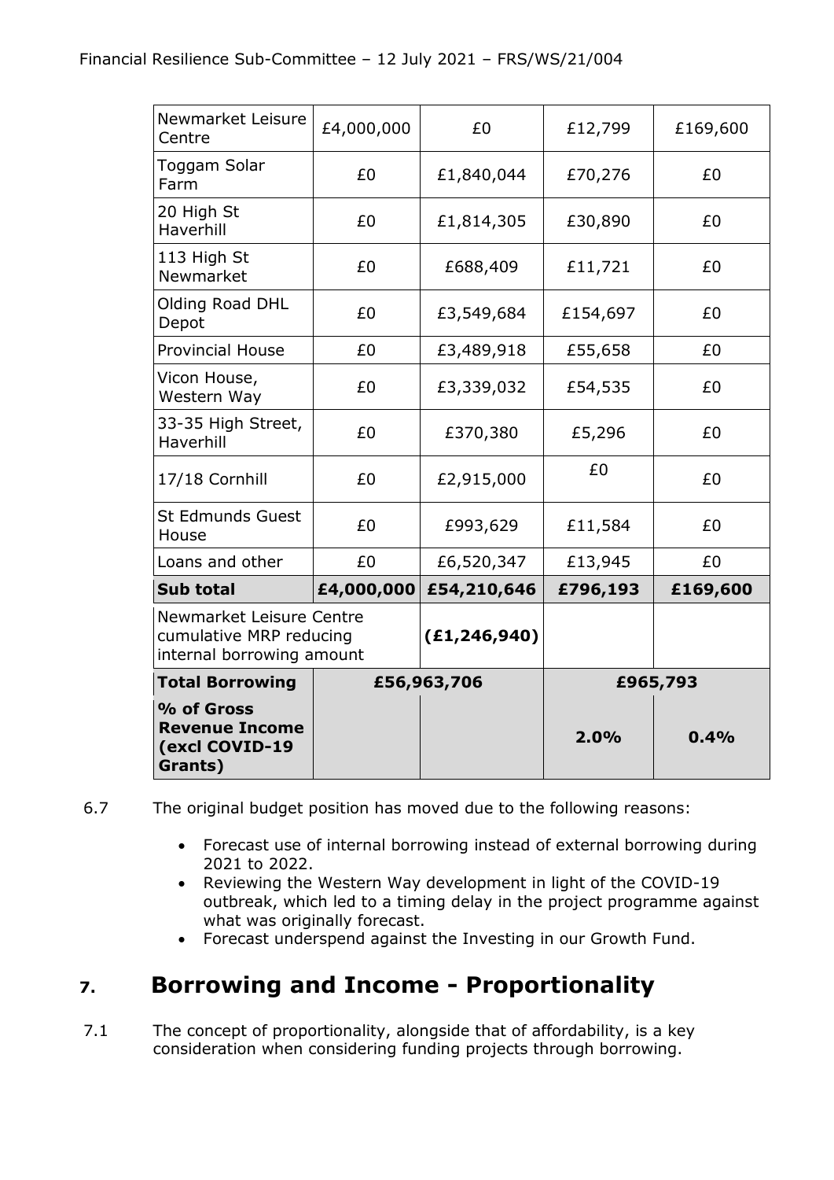| | | | | |
|---|---|---|---|---|
| Newmarket Leisure Centre | £4,000,000 | £0 | £12,799 | £169,600 |
| Toggam Solar Farm | £0 | £1,840,044 | £70,276 | £0 |
| 20 High St Haverhill | £0 | £1,814,305 | £30,890 | £0 |
| 113 High St Newmarket | £0 | £688,409 | £11,721 | £0 |
| Olding Road DHL Depot | £0 | £3,549,684 | £154,697 | £0 |
| Provincial House | £0 | £3,489,918 | £55,658 | £0 |
| Vicon House, Western Way | £0 | £3,339,032 | £54,535 | £0 |
| 33-35 High Street, Haverhill | £0 | £370,380 | £5,296 | £0 |
| 17/18 Cornhill | £0 | £2,915,000 | £0 | £0 |
| St Edmunds Guest House | £0 | £993,629 | £11,584 | £0 |
| Loans and other | £0 | £6,520,347 | £13,945 | £0 |
| **Sub total** | **£4,000,000** | **£54,210,646** | **£796,193** | **£169,600** |
| Newmarket Leisure Centre cumulative MRP reducing internal borrowing amount | | **(£1,246,940)** | | |
| **Total Borrowing** | **£56,963,706** | | **£965,793** | |
| **% of Gross Revenue Income (excl COVID-19 Grants)** | | | **2.0%** | **0.4%** |

6.7 The original budget position has moved due to the following reasons:

- Forecast use of internal borrowing instead of external borrowing during 2021 to 2022.
- Reviewing the Western Way development in light of the COVID-19 outbreak, which led to a timing delay in the project programme against what was originally forecast.
- Forecast underspend against the Investing in our Growth Fund.

## 7. Borrowing and Income - Proportionality

7.1 The concept of proportionality, alongside that of affordability, is a key consideration when considering funding projects through borrowing.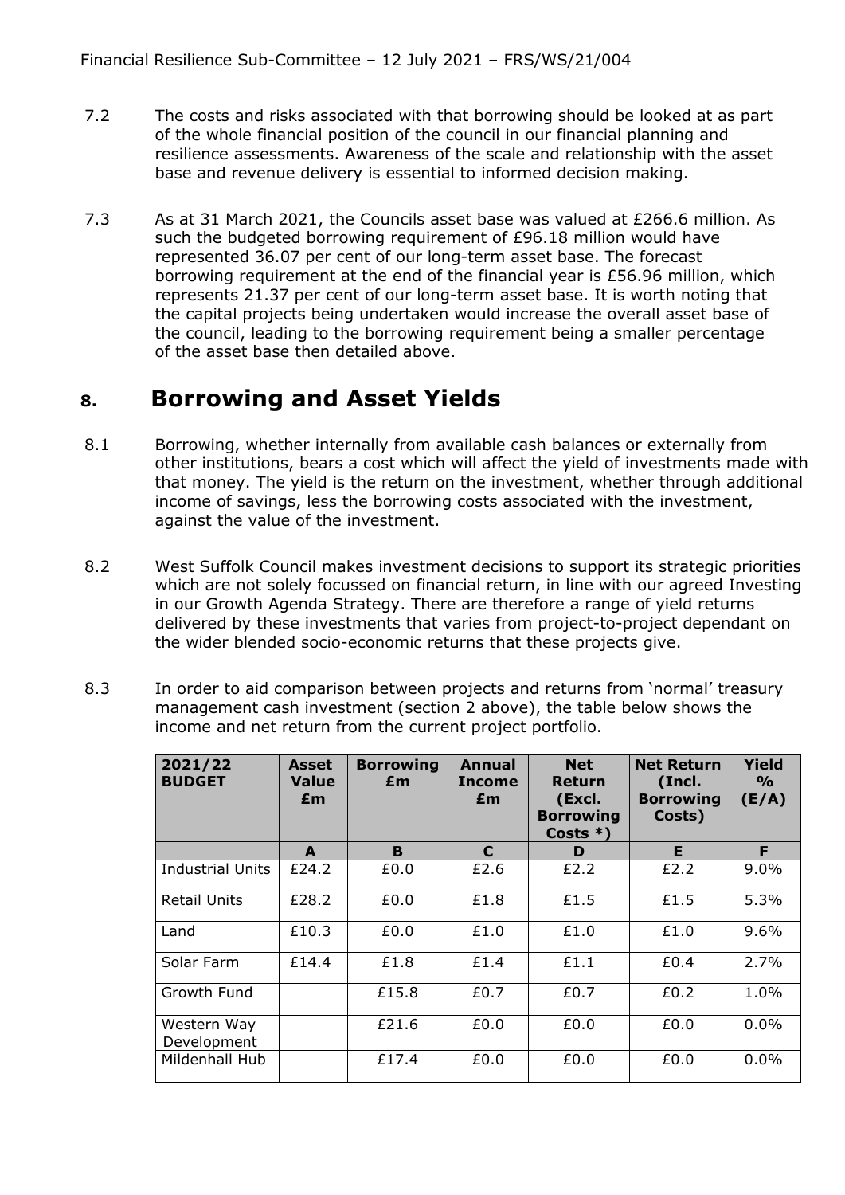7.2 The costs and risks associated with that borrowing should be looked at as part of the whole financial position of the council in our financial planning and resilience assessments. Awareness of the scale and relationship with the asset base and revenue delivery is essential to informed decision making.

7.3 As at 31 March 2021, the Councils asset base was valued at £266.6 million. As such the budgeted borrowing requirement of £96.18 million would have represented 36.07 per cent of our long-term asset base. The forecast borrowing requirement at the end of the financial year is £56.96 million, which represents 21.37 per cent of our long-term asset base. It is worth noting that the capital projects being undertaken would increase the overall asset base of the council, leading to the borrowing requirement being a smaller percentage of the asset base then detailed above.

## 8. Borrowing and Asset Yields

8.1 Borrowing, whether internally from available cash balances or externally from other institutions, bears a cost which will affect the yield of investments made with that money. The yield is the return on the investment, whether through additional income of savings, less the borrowing costs associated with the investment, against the value of the investment.

8.2 West Suffolk Council makes investment decisions to support its strategic priorities which are not solely focussed on financial return, in line with our agreed Investing in our Growth Agenda Strategy. There are therefore a range of yield returns delivered by these investments that varies from project-to-project dependant on the wider blended socio-economic returns that these projects give.

8.3 In order to aid comparison between projects and returns from 'normal' treasury management cash investment (section 2 above), the table below shows the income and net return from the current project portfolio.

| 2021/22 BUDGET | Asset Value £m | Borrowing £m | Annual Income £m | Net Return (Excl. Borrowing Costs *) | Net Return (Incl. Borrowing Costs) | Yield % (E/A) |
|---|---|---|---|---|---|---|
| | A | B | C | D | E | F |
| Industrial Units | £24.2 | £0.0 | £2.6 | £2.2 | £2.2 | 9.0% |
| Retail Units | £28.2 | £0.0 | £1.8 | £1.5 | £1.5 | 5.3% |
| Land | £10.3 | £0.0 | £1.0 | £1.0 | £1.0 | 9.6% |
| Solar Farm | £14.4 | £1.8 | £1.4 | £1.1 | £0.4 | 2.7% |
| Growth Fund | | £15.8 | £0.7 | £0.7 | £0.2 | 1.0% |
| Western Way Development | | £21.6 | £0.0 | £0.0 | £0.0 | 0.0% |
| Mildenhall Hub | | £17.4 | £0.0 | £0.0 | £0.0 | 0.0% |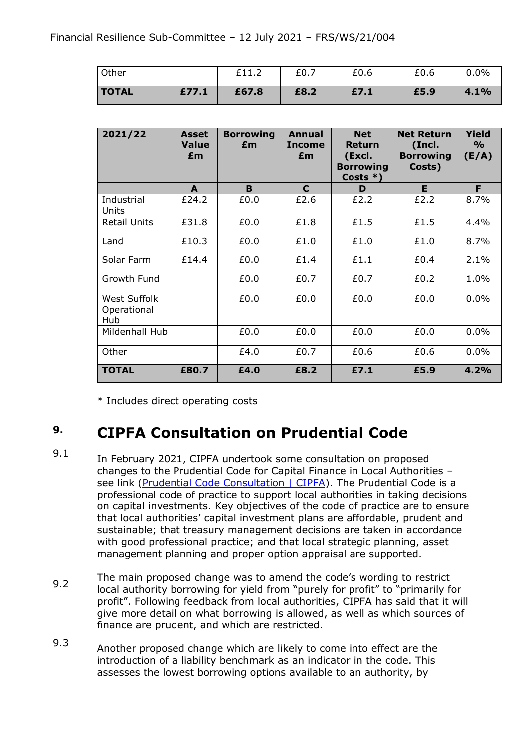| Other | | £11.2 | £0.7 | £0.6 | £0.6 | 0.0% |
|---|---|---|---|---|---|---|
| **TOTAL** | **£77.1** | **£67.8** | **£8.2** | **£7.1** | **£5.9** | **4.1%** |

| 2021/22 | Asset Value £m | Borrowing £m | Annual Income £m | Net Return (Excl. Borrowing Costs *) | Net Return (Incl. Borrowing Costs) | Yield % (E/A) |
|---|---|---|---|---|---|---|
| | **A** | **B** | **C** | **D** | **E** | **F** |
| Industrial Units | £24.2 | £0.0 | £2.6 | £2.2 | £2.2 | 8.7% |
| Retail Units | £31.8 | £0.0 | £1.8 | £1.5 | £1.5 | 4.4% |
| Land | £10.3 | £0.0 | £1.0 | £1.0 | £1.0 | 8.7% |
| Solar Farm | £14.4 | £0.0 | £1.4 | £1.1 | £0.4 | 2.1% |
| Growth Fund | | £0.0 | £0.7 | £0.7 | £0.2 | 1.0% |
| West Suffolk Operational Hub | | £0.0 | £0.0 | £0.0 | £0.0 | 0.0% |
| Mildenhall Hub | | £0.0 | £0.0 | £0.0 | £0.0 | 0.0% |
| Other | | £4.0 | £0.7 | £0.6 | £0.6 | 0.0% |
| **TOTAL** | **£80.7** | **£4.0** | **£8.2** | **£7.1** | **£5.9** | **4.2%** |

* Includes direct operating costs

## 9. CIPFA Consultation on Prudential Code

9.1 In February 2021, CIPFA undertook some consultation on proposed changes to the Prudential Code for Capital Finance in Local Authorities – see link ([Prudential Code Consultation | CIPFA]). The Prudential Code is a professional code of practice to support local authorities in taking decisions on capital investments. Key objectives of the code of practice are to ensure that local authorities' capital investment plans are affordable, prudent and sustainable; that treasury management decisions are taken in accordance with good professional practice; and that local strategic planning, asset management planning and proper option appraisal are supported.

9.2 The main proposed change was to amend the code's wording to restrict local authority borrowing for yield from "purely for profit" to "primarily for profit". Following feedback from local authorities, CIPFA has said that it will give more detail on what borrowing is allowed, as well as which sources of finance are prudent, and which are restricted.

9.3 Another proposed change which are likely to come into effect are the introduction of a liability benchmark as an indicator in the code. This assesses the lowest borrowing options available to an authority, by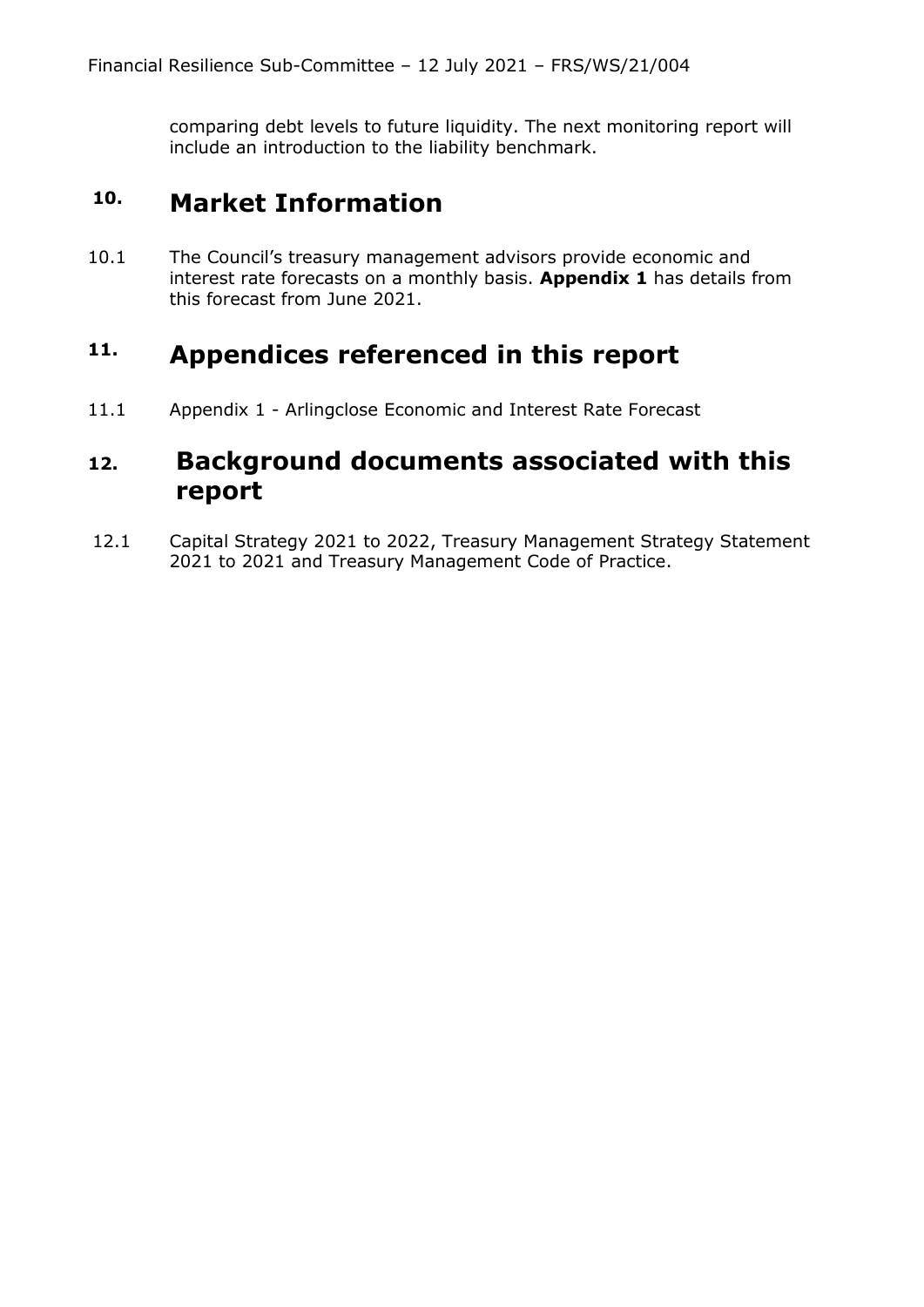comparing debt levels to future liquidity. The next monitoring report will include an introduction to the liability benchmark.

## 10. Market Information

10.1 The Council's treasury management advisors provide economic and interest rate forecasts on a monthly basis. **Appendix 1** has details from this forecast from June 2021.

## 11. Appendices referenced in this report

11.1 Appendix 1 - Arlingclose Economic and Interest Rate Forecast

## 12. Background documents associated with this report

12.1 Capital Strategy 2021 to 2022, Treasury Management Strategy Statement 2021 to 2021 and Treasury Management Code of Practice.